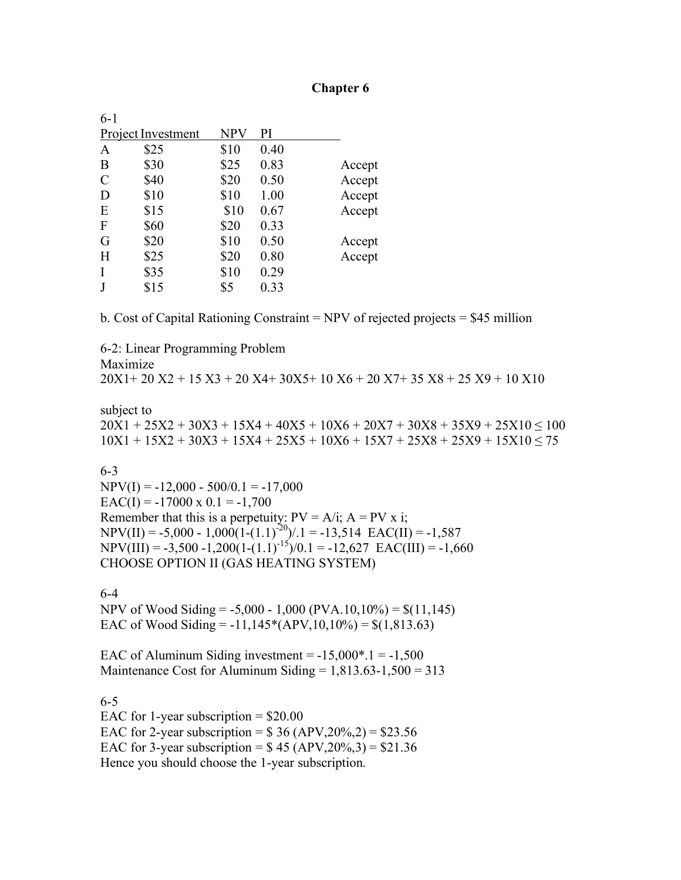# Chapter 6

6-1

| Project | Investment | NPV | PI | |
|---|---|---|---|---|
| A | $25 | $10 | 0.40 | |
| B | $30 | $25 | 0.83 | Accept |
| C | $40 | $20 | 0.50 | Accept |
| D | $10 | $10 | 1.00 | Accept |
| E | $15 | $10 | 0.67 | Accept |
| F | $60 | $20 | 0.33 | |
| G | $20 | $10 | 0.50 | Accept |
| H | $25 | $20 | 0.80 | Accept |
| I | $35 | $10 | 0.29 | |
| J | $15 | $5 | 0.33 | |

b. Cost of Capital Rationing Constraint = NPV of rejected projects = $45 million

6-2: Linear Programming Problem

Maximize

$20X1 + 20X2 + 15X3 + 20X4 + 30X5 + 10X6 + 20X7 + 35X8 + 25X9 + 10X10$

subject to

$20X1 + 25X2 + 30X3 + 15X4 + 40X5 + 10X6 + 20X7 + 30X8 + 35X9 + 25X10 \leq 100$

$10X1 + 15X2 + 30X3 + 15X4 + 25X5 + 10X6 + 15X7 + 25X8 + 25X9 + 15X10 \leq 75$

6-3

NPV(I) = -12,000 - 500/0.1 = -17,000

EAC(I) = -17000 x 0.1 = -1,700

Remember that this is a perpetuity: PV = A/i; A = PV x i;

NPV(II) = $-5{,}000 - 1{,}000(1-(1.1)^{-20})/.1 = -13{,}514$ EAC(II) = -1,587

NPV(III) = $-3{,}500 - 1{,}200(1-(1.1)^{-15})/0.1 = -12{,}627$ EAC(III) = -1,660

CHOOSE OPTION II (GAS HEATING SYSTEM)

6-4

NPV of Wood Siding = -5,000 - 1,000 (PVA.10,10%) = $(11,145)

EAC of Wood Siding = -11,145*(APV,10,10%) = $(1,813.63)

EAC of Aluminum Siding investment = -15,000*.1 = -1,500

Maintenance Cost for Aluminum Siding = 1,813.63-1,500 = 313

6-5

EAC for 1-year subscription = $20.00

EAC for 2-year subscription = $ 36 (APV,20%,2) = $23.56

EAC for 3-year subscription = $ 45 (APV,20%,3) = $21.36

Hence you should choose the 1-year subscription.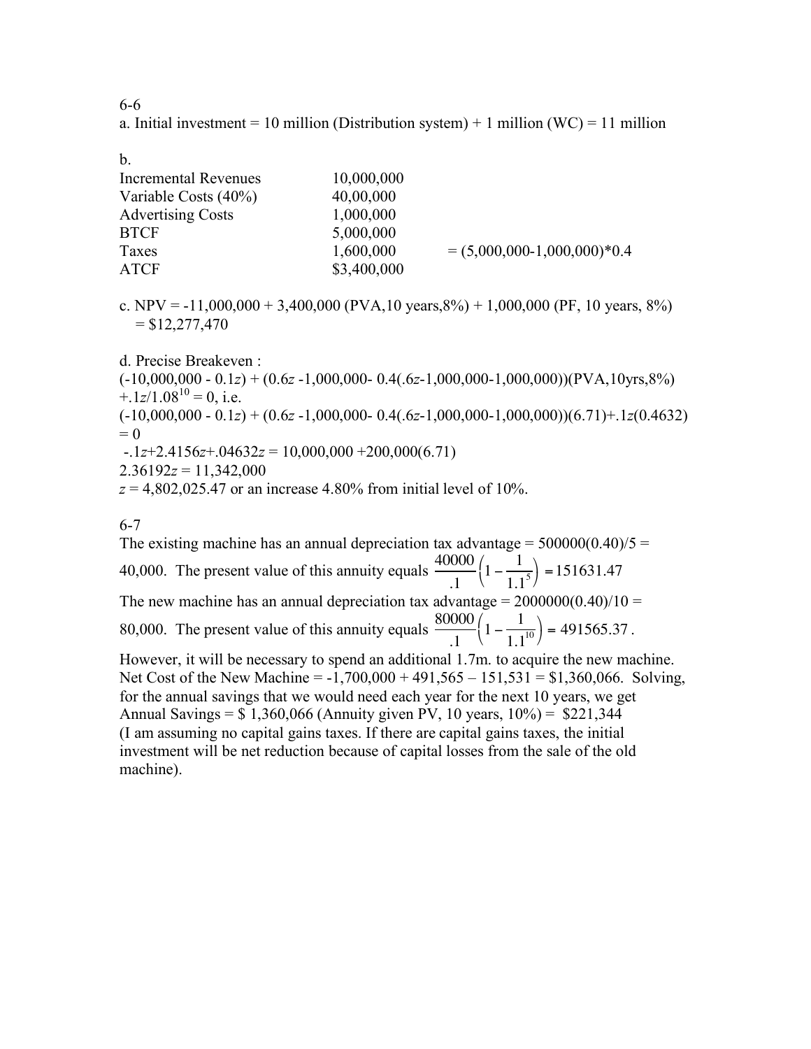6-6

a. Initial investment = 10 million (Distribution system) + 1 million (WC) = 11 million

b.

| | | |
|---|---|---|
| Incremental Revenues | 10,000,000 | |
| Variable Costs (40%) | 40,00,000 | |
| Advertising Costs | 1,000,000 | |
| BTCF | 5,000,000 | |
| Taxes | 1,600,000 | = (5,000,000-1,000,000)*0.4 |
| ATCF | $3,400,000 | |

c. NPV = -11,000,000 + 3,400,000 (PVA,10 years,8%) + 1,000,000 (PF, 10 years, 8%)
= $12,277,470

d. Precise Breakeven :

$(-10{,}000{,}000 - 0.1z) + (0.6z - 1{,}000{,}000 - 0.4(.6z - 1{,}000{,}000 - 1{,}000{,}000))(\text{PVA,10yrs,8\%}) + .1z/1.08^{10} = 0$, i.e.

$(-10{,}000{,}000 - 0.1z) + (0.6z - 1{,}000{,}000 - 0.4(.6z - 1{,}000{,}000 - 1{,}000{,}000))(6.71) + .1z(0.4632) = 0$

$-.1z + 2.4156z + .04632z = 10{,}000{,}000 + 200{,}000(6.71)$

$2.36192z = 11{,}342{,}000$

$z = 4{,}802{,}025.47$ or an increase 4.80% from initial level of 10%.

6-7

The existing machine has an annual depreciation tax advantage = 500000(0.40)/5 = 40,000. The present value of this annuity equals $\frac{40000}{.1}\left(1 - \frac{1}{1.1^5}\right) = 151631.47$

The new machine has an annual depreciation tax advantage = 2000000(0.40)/10 = 80,000. The present value of this annuity equals $\frac{80000}{.1}\left(1 - \frac{1}{1.1^{10}}\right) = 491565.37$.

However, it will be necessary to spend an additional 1.7m. to acquire the new machine. Net Cost of the New Machine = -1,700,000 + 491,565 – 151,531 = $1,360,066. Solving, for the annual savings that we would need each year for the next 10 years, we get Annual Savings = $ 1,360,066 (Annuity given PV, 10 years, 10%) = $221,344 (I am assuming no capital gains taxes. If there are capital gains taxes, the initial investment will be net reduction because of capital losses from the sale of the old machine).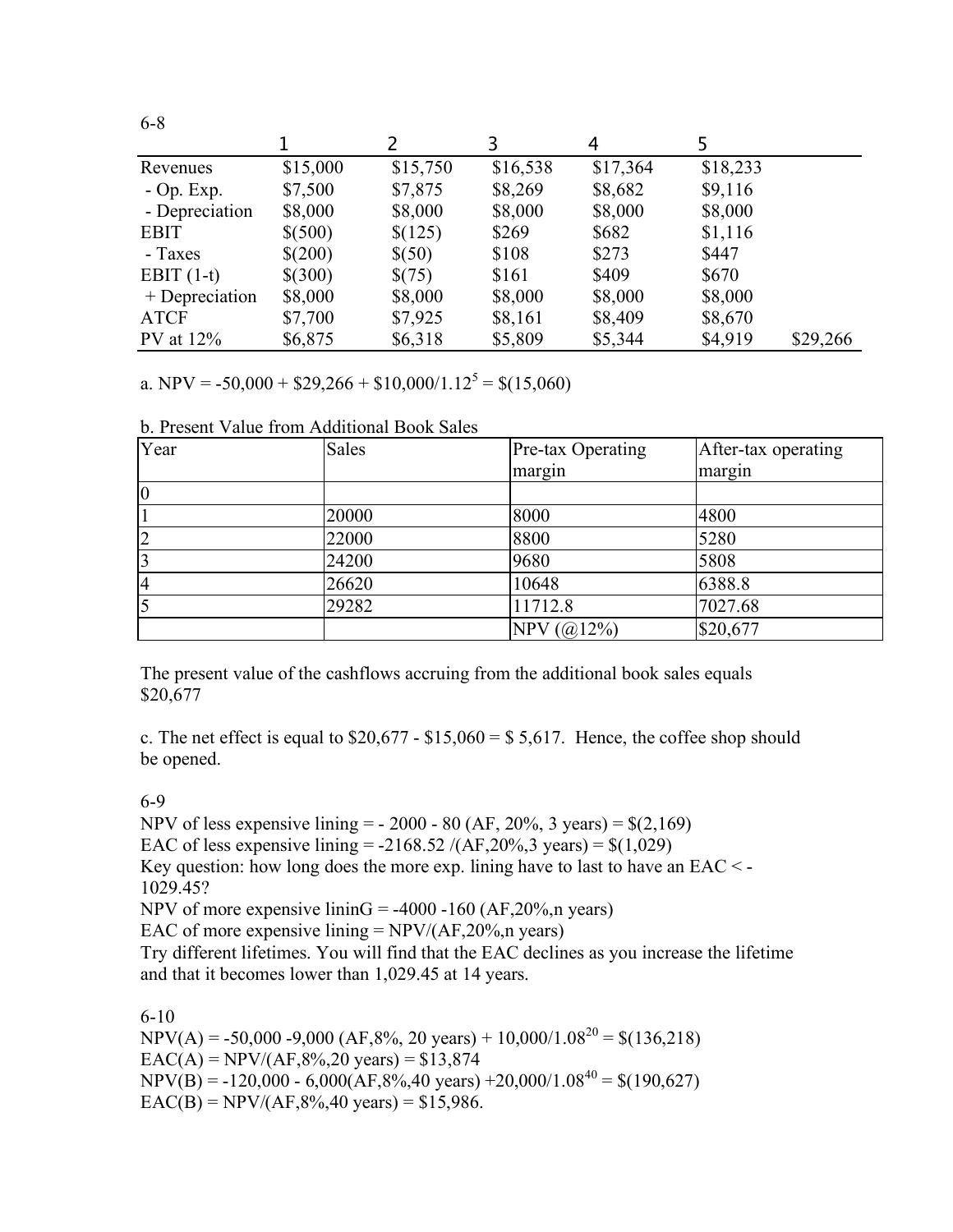6-8

| | 1 | 2 | 3 | 4 | 5 | |
|---|---|---|---|---|---|---|
| Revenues | $15,000 | $15,750 | $16,538 | $17,364 | $18,233 | |
| - Op. Exp. | $7,500 | $7,875 | $8,269 | $8,682 | $9,116 | |
| - Depreciation | $8,000 | $8,000 | $8,000 | $8,000 | $8,000 | |
| EBIT | $(500) | $(125) | $269 | $682 | $1,116 | |
| - Taxes | $(200) | $(50) | $108 | $273 | $447 | |
| EBIT (1-t) | $(300) | $(75) | $161 | $409 | $670 | |
| + Depreciation | $8,000 | $8,000 | $8,000 | $8,000 | $8,000 | |
| ATCF | $7,700 | $7,925 | $8,161 | $8,409 | $8,670 | |
| PV at 12% | $6,875 | $6,318 | $5,809 | $5,344 | $4,919 | $29,266 |

a. NPV = -50,000 + $29,266 + $10,000/$1.12^5$ = $(15,060)

b. Present Value from Additional Book Sales

| Year | Sales | Pre-tax Operating margin | After-tax operating margin |
|---|---|---|---|
| 0 | | | |
| 1 | 20000 | 8000 | 4800 |
| 2 | 22000 | 8800 | 5280 |
| 3 | 24200 | 9680 | 5808 |
| 4 | 26620 | 10648 | 6388.8 |
| 5 | 29282 | 11712.8 | 7027.68 |
| | | NPV (@12%) | $20,677 |

The present value of the cashflows accruing from the additional book sales equals $20,677

c. The net effect is equal to $20,677 - $15,060 = $ 5,617. Hence, the coffee shop should be opened.

6-9

NPV of less expensive lining = - 2000 - 80 (AF, 20%, 3 years) = $(2,169)
EAC of less expensive lining = -2168.52 /(AF,20%,3 years) = $(1,029)
Key question: how long does the more exp. lining have to last to have an EAC < -1029.45?
NPV of more expensive lininG = -4000 -160 (AF,20%,n years)
EAC of more expensive lining = NPV/(AF,20%,n years)
Try different lifetimes. You will find that the EAC declines as you increase the lifetime and that it becomes lower than 1,029.45 at 14 years.

6-10

NPV(A) = -50,000 -9,000 (AF,8%, 20 years) + 10,000/$1.08^{20}$ = $(136,218)
EAC(A) = NPV/(AF,8%,20 years) = $13,874
NPV(B) = -120,000 - 6,000(AF,8%,40 years) +20,000/$1.08^{40}$ = $(190,627)
EAC(B) = NPV/(AF,8%,40 years) = $15,986.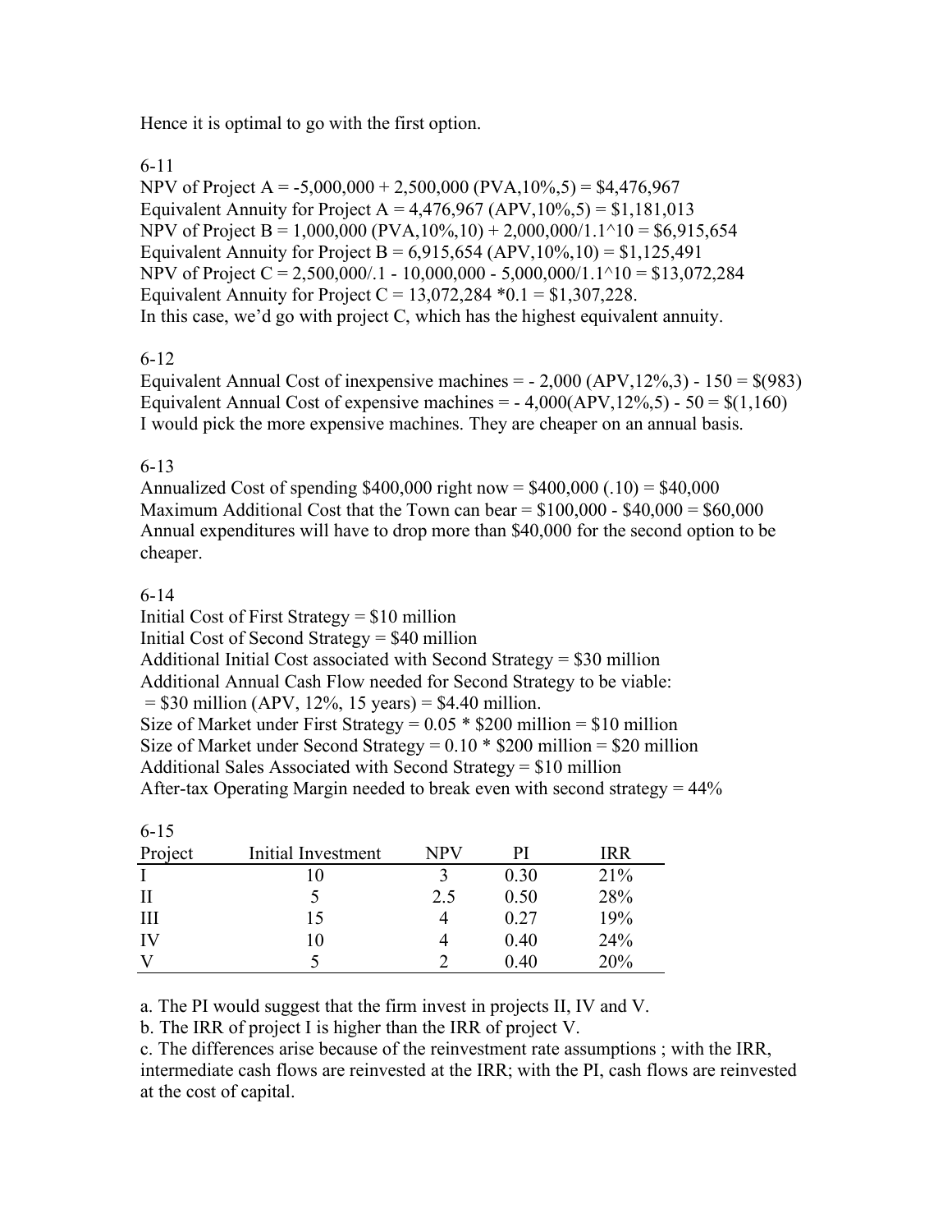Hence it is optimal to go with the first option.

6-11

NPV of Project A = -5,000,000 + 2,500,000 (PVA,10%,5) = \$4,476,967
Equivalent Annuity for Project A = 4,476,967 (APV,10%,5) = \$1,181,013
NPV of Project B = 1,000,000 (PVA,10%,10) + 2,000,000/1.1^10 = \$6,915,654
Equivalent Annuity for Project B = 6,915,654 (APV,10%,10) = \$1,125,491
NPV of Project C = 2,500,000/.1 - 10,000,000 - 5,000,000/1.1^10 = \$13,072,284
Equivalent Annuity for Project C = 13,072,284 *0.1 = \$1,307,228.
In this case, we'd go with project C, which has the highest equivalent annuity.

6-12

Equivalent Annual Cost of inexpensive machines = - 2,000 (APV,12%,3) - 150 = \$(983)
Equivalent Annual Cost of expensive machines = - 4,000(APV,12%,5) - 50 = \$(1,160)
I would pick the more expensive machines. They are cheaper on an annual basis.

6-13

Annualized Cost of spending \$400,000 right now = \$400,000 (.10) = \$40,000
Maximum Additional Cost that the Town can bear = \$100,000 - \$40,000 = \$60,000
Annual expenditures will have to drop more than \$40,000 for the second option to be cheaper.

6-14

Initial Cost of First Strategy = \$10 million
Initial Cost of Second Strategy = \$40 million
Additional Initial Cost associated with Second Strategy = \$30 million
Additional Annual Cash Flow needed for Second Strategy to be viable:
= \$30 million (APV, 12%, 15 years) = \$4.40 million.
Size of Market under First Strategy = 0.05 * \$200 million = \$10 million
Size of Market under Second Strategy = 0.10 * \$200 million = \$20 million
Additional Sales Associated with Second Strategy = \$10 million
After-tax Operating Margin needed to break even with second strategy = 44%

6-15

| Project | Initial Investment | NPV | PI | IRR |
|---|---|---|---|---|
| I | 10 | 3 | 0.30 | 21% |
| II | 5 | 2.5 | 0.50 | 28% |
| III | 15 | 4 | 0.27 | 19% |
| IV | 10 | 4 | 0.40 | 24% |
| V | 5 | 2 | 0.40 | 20% |

a. The PI would suggest that the firm invest in projects II, IV and V.
b. The IRR of project I is higher than the IRR of project V.
c. The differences arise because of the reinvestment rate assumptions ; with the IRR, intermediate cash flows are reinvested at the IRR; with the PI, cash flows are reinvested at the cost of capital.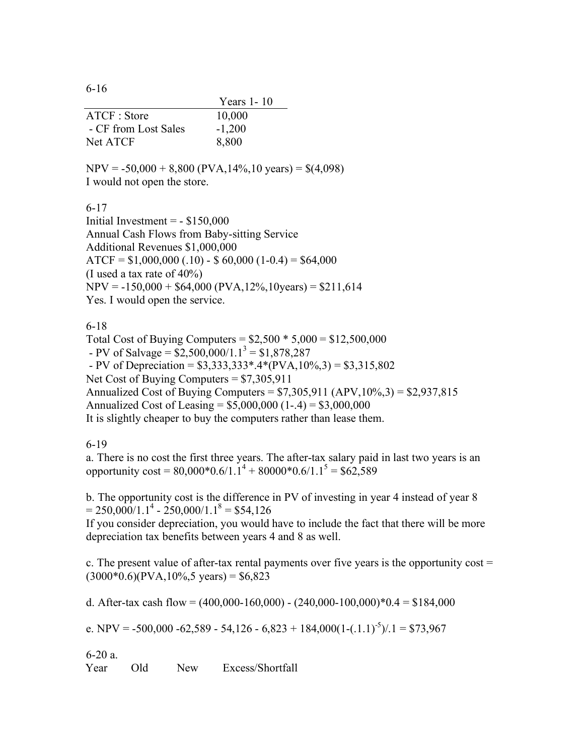6-16

| | Years 1- 10 |
|---|---|
| ATCF : Store | 10,000 |
| - CF from Lost Sales | -1,200 |
| Net ATCF | 8,800 |

NPV = -50,000 + 8,800 (PVA,14%,10 years) = $(4,098)
I would not open the store.

6-17
Initial Investment = - $150,000
Annual Cash Flows from Baby-sitting Service
Additional Revenues $1,000,000
ATCF = $1,000,000 (.10) - $ 60,000 (1-0.4) = $64,000
(I used a tax rate of 40%)
NPV = -150,000 + $64,000 (PVA,12%,10years) = $211,614
Yes. I would open the service.

6-18
Total Cost of Buying Computers = $2,500 * 5,000 = $12,500,000
 - PV of Salvage = $2,500,000/1.1$^3$ = $1,878,287
 - PV of Depreciation = $3,333,333*.4*(PVA,10%,3) = $3,315,802
Net Cost of Buying Computers = $7,305,911
Annualized Cost of Buying Computers = $7,305,911 (APV,10%,3) = $2,937,815
Annualized Cost of Leasing = $5,000,000 (1-.4) = $3,000,000
It is slightly cheaper to buy the computers rather than lease them.

6-19
a. There is no cost the first three years. The after-tax salary paid in last two years is an opportunity cost = 80,000*0.6/1.1$^4$ + 80000*0.6/1.1$^5$ = $62,589

b. The opportunity cost is the difference in PV of investing in year 4 instead of year 8 = 250,000/1.1$^4$ - 250,000/1.1$^8$ = $54,126
If you consider depreciation, you would have to include the fact that there will be more depreciation tax benefits between years 4 and 8 as well.

c. The present value of after-tax rental payments over five years is the opportunity cost = (3000*0.6)(PVA,10%,5 years) = $6,823

d. After-tax cash flow = (400,000-160,000) - (240,000-100,000)*0.4 = $184,000

e. NPV = -500,000 -62,589 - 54,126 - 6,823 + 184,000(1-(.1.1)$^{-5}$)/.1 = $73,967

6-20 a.

| Year | Old | New | Excess/Shortfall |
|---|---|---|---|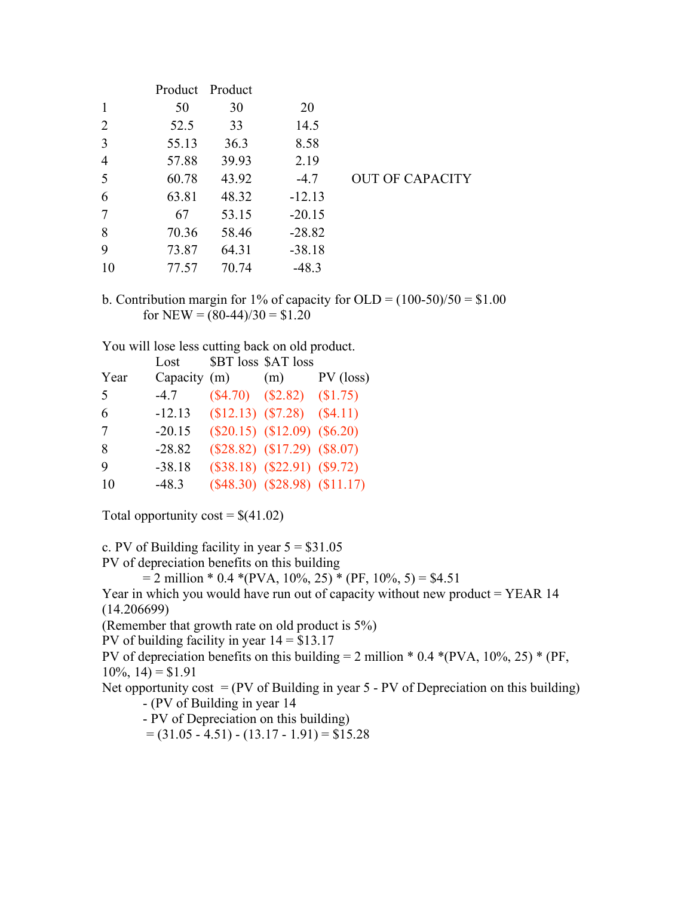| | Product | Product | | |
|---|---|---|---|---|
| 1 | 50 | 30 | 20 | |
| 2 | 52.5 | 33 | 14.5 | |
| 3 | 55.13 | 36.3 | 8.58 | |
| 4 | 57.88 | 39.93 | 2.19 | |
| 5 | 60.78 | 43.92 | -4.7 | OUT OF CAPACITY |
| 6 | 63.81 | 48.32 | -12.13 | |
| 7 | 67 | 53.15 | -20.15 | |
| 8 | 70.36 | 58.46 | -28.82 | |
| 9 | 73.87 | 64.31 | -38.18 | |
| 10 | 77.57 | 70.74 | -48.3 | |

b. Contribution margin for 1% of capacity for OLD = (100-50)/50 = \$1.00
for NEW = (80-44)/30 = \$1.20

You will lose less cutting back on old product.

| Year | Lost Capacity | \$BT loss (m) | \$AT loss (m) | PV (loss) |
|---|---|---|---|---|
| 5 | -4.7 | (\$4.70) | (\$2.82) | (\$1.75) |
| 6 | -12.13 | (\$12.13) | (\$7.28) | (\$4.11) |
| 7 | -20.15 | (\$20.15) | (\$12.09) | (\$6.20) |
| 8 | -28.82 | (\$28.82) | (\$17.29) | (\$8.07) |
| 9 | -38.18 | (\$38.18) | (\$22.91) | (\$9.72) |
| 10 | -48.3 | (\$48.30) | (\$28.98) | (\$11.17) |

Total opportunity cost = \$(41.02)

c. PV of Building facility in year 5 = \$31.05
PV of depreciation benefits on this building
= 2 million * 0.4 *(PVA, 10%, 25) * (PF, 10%, 5) = \$4.51
Year in which you would have run out of capacity without new product = YEAR 14 (14.206699)
(Remember that growth rate on old product is 5%)
PV of building facility in year 14 = \$13.17
PV of depreciation benefits on this building = 2 million * 0.4 *(PVA, 10%, 25) * (PF, 10%, 14) = \$1.91
Net opportunity cost = (PV of Building in year 5 - PV of Depreciation on this building)
- (PV of Building in year 14
- PV of Depreciation on this building)
= (31.05 - 4.51) - (13.17 - 1.91) = \$15.28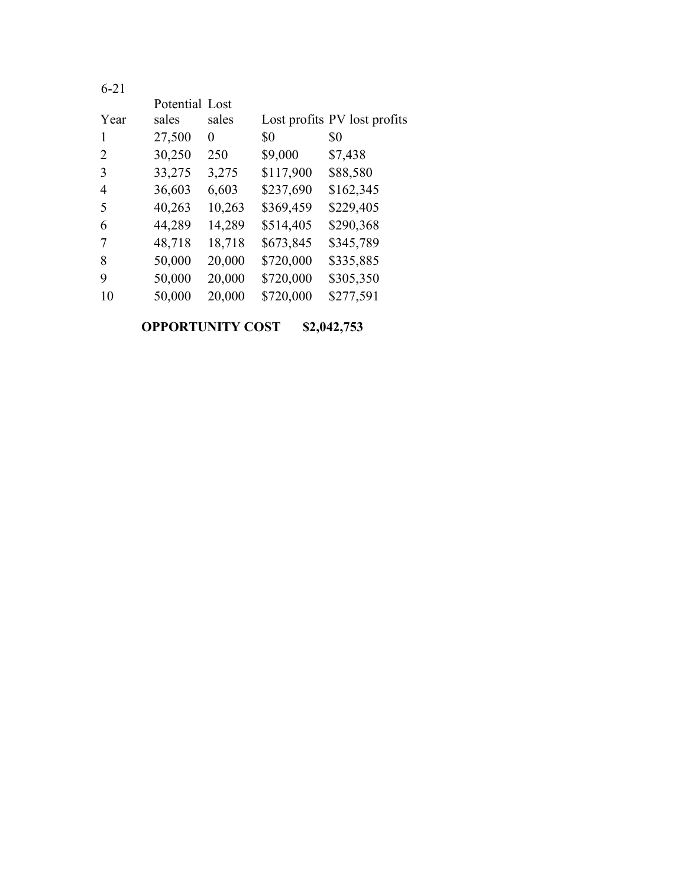6-21

| Year | Potential sales | Lost sales | Lost profits | PV lost profits |
|---|---|---|---|---|
| 1 | 27,500 | 0 | $0 | $0 |
| 2 | 30,250 | 250 | $9,000 | $7,438 |
| 3 | 33,275 | 3,275 | $117,900 | $88,580 |
| 4 | 36,603 | 6,603 | $237,690 | $162,345 |
| 5 | 40,263 | 10,263 | $369,459 | $229,405 |
| 6 | 44,289 | 14,289 | $514,405 | $290,368 |
| 7 | 48,718 | 18,718 | $673,845 | $345,789 |
| 8 | 50,000 | 20,000 | $720,000 | $335,885 |
| 9 | 50,000 | 20,000 | $720,000 | $305,350 |
| 10 | 50,000 | 20,000 | $720,000 | $277,591 |

**OPPORTUNITY COST $2,042,753**